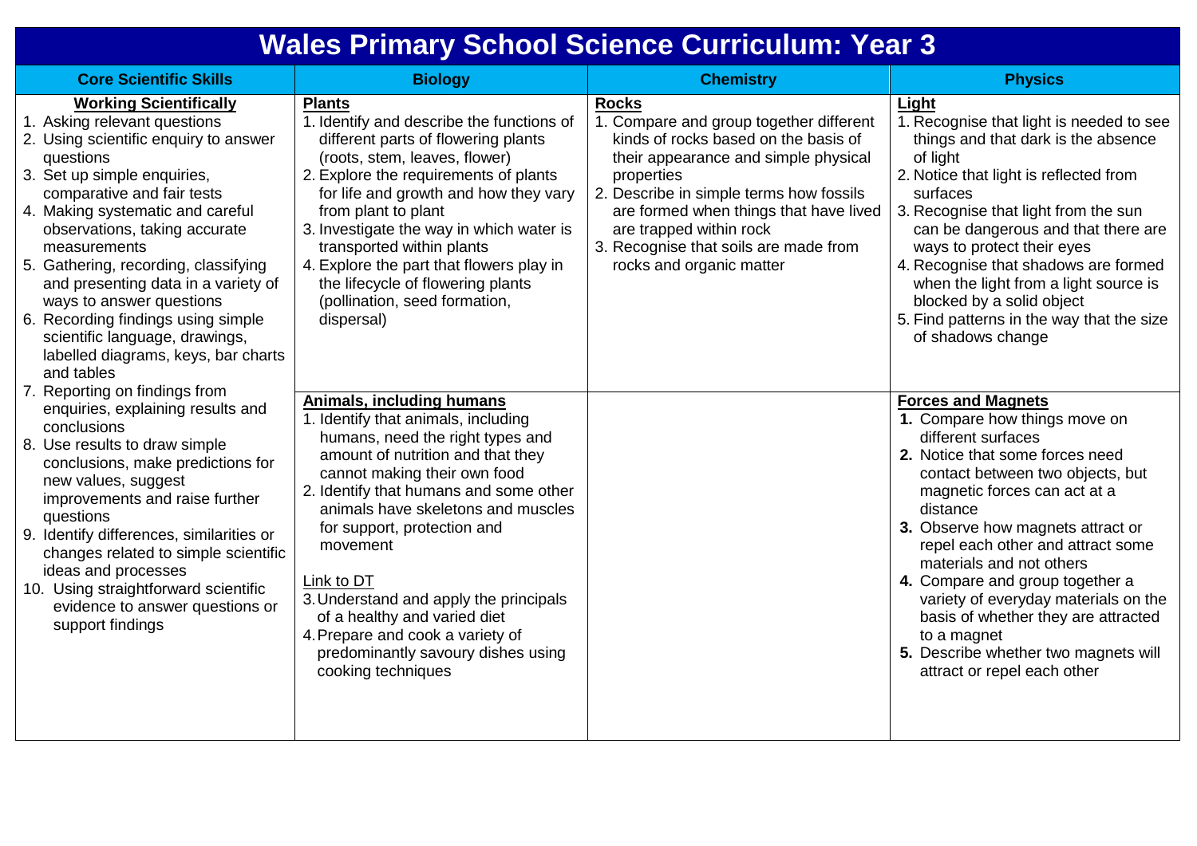# Wales Primary School Science Curriculum: Year 3

| Core Scientific Skills | Biology | Chemistry | Physics |
| --- | --- | --- | --- |
| **Working Scientifically**<br>1. Asking relevant questions<br>2. Using scientific enquiry to answer questions<br>3. Set up simple enquiries, comparative and fair tests<br>4. Making systematic and careful observations, taking accurate measurements<br>5. Gathering, recording, classifying and presenting data in a variety of ways to answer questions<br>6. Recording findings using simple scientific language, drawings, labelled diagrams, keys, bar charts and tables<br>7. Reporting on findings from enquiries, explaining results and conclusions<br>8. Use results to draw simple conclusions, make predictions for new values, suggest improvements and raise further questions<br>9. Identify differences, similarities or changes related to simple scientific ideas and processes<br>10. Using straightforward scientific evidence to answer questions or support findings | **Plants**<br>1. Identify and describe the functions of different parts of flowering plants (roots, stem, leaves, flower)<br>2. Explore the requirements of plants for life and growth and how they vary from plant to plant<br>3. Investigate the way in which water is transported within plants<br>4. Explore the part that flowers play in the lifecycle of flowering plants (pollination, seed formation, dispersal) | **Rocks**<br>1. Compare and group together different kinds of rocks based on the basis of their appearance and simple physical properties<br>2. Describe in simple terms how fossils are formed when things that have lived are trapped within rock<br>3. Recognise that soils are made from rocks and organic matter | **Light**<br>1. Recognise that light is needed to see things and that dark is the absence of light<br>2. Notice that light is reflected from surfaces<br>3. Recognise that light from the sun can be dangerous and that there are ways to protect their eyes<br>4. Recognise that shadows are formed when the light from a light source is blocked by a solid object<br>5. Find patterns in the way that the size of shadows change |
| | **Animals, including humans**<br>1. Identify that animals, including humans, need the right types and amount of nutrition and that they cannot making their own food<br>2. Identify that humans and some other animals have skeletons and muscles for support, protection and movement<br><br>Link to DT<br>3. Understand and apply the principals of a healthy and varied diet<br>4. Prepare and cook a variety of predominantly savoury dishes using cooking techniques | | **Forces and Magnets**<br>**1.** Compare how things move on different surfaces<br>**2.** Notice that some forces need contact between two objects, but magnetic forces can act at a distance<br>**3.** Observe how magnets attract or repel each other and attract some materials and not others<br>**4.** Compare and group together a variety of everyday materials on the basis of whether they are attracted to a magnet<br>**5.** Describe whether two magnets will attract or repel each other |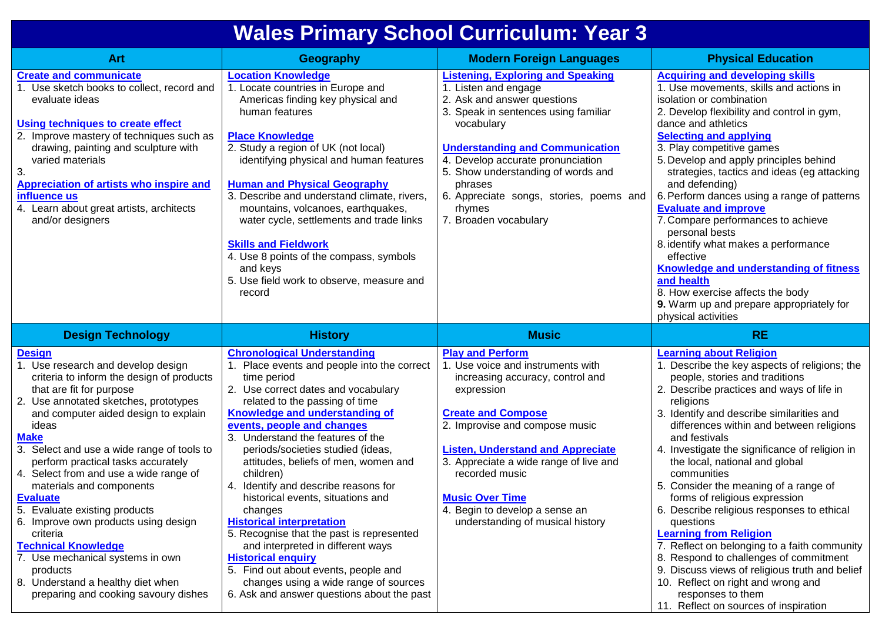# Wales Primary School Curriculum: Year 3

| Art | Geography | Modern Foreign Languages | Physical Education |
| --- | --- | --- | --- |
| **Create and communicate**<br>1. Use sketch books to collect, record and evaluate ideas<br><br>**Using techniques to create effect**<br>2. Improve mastery of techniques such as drawing, painting and sculpture with varied materials<br>3.<br>**Appreciation of artists who inspire and influence us**<br>4. Learn about great artists, architects and/or designers | **Location Knowledge**<br>1. Locate countries in Europe and Americas finding key physical and human features<br><br>**Place Knowledge**<br>2. Study a region of UK (not local) identifying physical and human features<br><br>**Human and Physical Geography**<br>3. Describe and understand climate, rivers, mountains, volcanoes, earthquakes, water cycle, settlements and trade links<br><br>**Skills and Fieldwork**<br>4. Use 8 points of the compass, symbols and keys<br>5. Use field work to observe, measure and record | **Listening, Exploring and Speaking**<br>1. Listen and engage<br>2. Ask and answer questions<br>3. Speak in sentences using familiar vocabulary<br><br>**Understanding and Communication**<br>4. Develop accurate pronunciation<br>5. Show understanding of words and phrases<br>6. Appreciate songs, stories, poems and rhymes<br>7. Broaden vocabulary | **Acquiring and developing skills**<br>1. Use movements, skills and actions in isolation or combination<br>2. Develop flexibility and control in gym, dance and athletics<br>**Selecting and applying**<br>3. Play competitive games<br>5. Develop and apply principles behind strategies, tactics and ideas (eg attacking and defending)<br>6. Perform dances using a range of patterns<br>**Evaluate and improve**<br>7. Compare performances to achieve personal bests<br>8. identify what makes a performance effective<br>**Knowledge and understanding of fitness and health**<br>8. How exercise affects the body<br>**9.** Warm up and prepare appropriately for physical activities |
| **Design Technology** | **History** | **Music** | **RE** |
| **Design**<br>1. Use research and develop design criteria to inform the design of products that are fit for purpose<br>2. Use annotated sketches, prototypes and computer aided design to explain ideas<br>**Make**<br>3. Select and use a wide range of tools to perform practical tasks accurately<br>4. Select from and use a wide range of materials and components<br>**Evaluate**<br>5. Evaluate existing products<br>6. Improve own products using design criteria<br>**Technical Knowledge**<br>7. Use mechanical systems in own products<br>8. Understand a healthy diet when preparing and cooking savoury dishes | **Chronological Understanding**<br>1. Place events and people into the correct time period<br>2. Use correct dates and vocabulary related to the passing of time<br>**Knowledge and understanding of events, people and changes**<br>3. Understand the features of the periods/societies studied (ideas, attitudes, beliefs of men, women and children)<br>4. Identify and describe reasons for historical events, situations and changes<br>**Historical interpretation**<br>5. Recognise that the past is represented and interpreted in different ways<br>**Historical enquiry**<br>5. Find out about events, people and changes using a wide range of sources<br>6. Ask and answer questions about the past | **Play and Perform**<br>1. Use voice and instruments with increasing accuracy, control and expression<br><br>**Create and Compose**<br>2. Improvise and compose music<br><br>**Listen, Understand and Appreciate**<br>3. Appreciate a wide range of live and recorded music<br><br>**Music Over Time**<br>4. Begin to develop a sense an understanding of musical history | **Learning about Religion**<br>1. Describe the key aspects of religions; the people, stories and traditions<br>2. Describe practices and ways of life in religions<br>3. Identify and describe similarities and differences within and between religions and festivals<br>4. Investigate the significance of religion in the local, national and global communities<br>5. Consider the meaning of a range of forms of religious expression<br>6. Describe religious responses to ethical questions<br>**Learning from Religion**<br>7. Reflect on belonging to a faith community<br>8. Respond to challenges of commitment<br>9. Discuss views of religious truth and belief<br>10. Reflect on right and wrong and responses to them<br>11. Reflect on sources of inspiration |